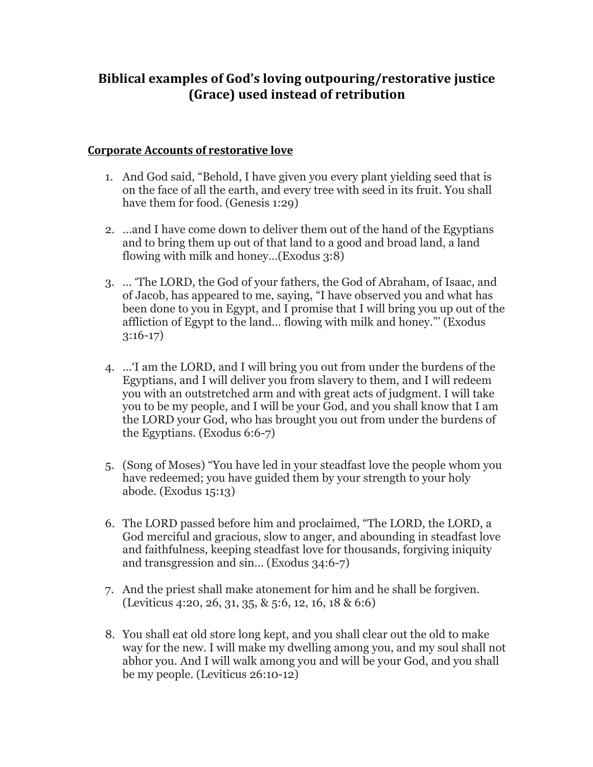# Biblical examples of God's loving outpouring/restorative justice (Grace) used instead of retribution

**Corporate Accounts of restorative love**

1. And God said, "Behold, I have given you every plant yielding seed that is on the face of all the earth, and every tree with seed in its fruit. You shall have them for food. (Genesis 1:29)

2. …and I have come down to deliver them out of the hand of the Egyptians and to bring them up out of that land to a good and broad land, a land flowing with milk and honey…(Exodus 3:8)

3. … 'The LORD, the God of your fathers, the God of Abraham, of Isaac, and of Jacob, has appeared to me, saying, "I have observed you and what has been done to you in Egypt, and I promise that I will bring you up out of the affliction of Egypt to the land… flowing with milk and honey."' (Exodus 3:16-17)

4. …'I am the LORD, and I will bring you out from under the burdens of the Egyptians, and I will deliver you from slavery to them, and I will redeem you with an outstretched arm and with great acts of judgment. I will take you to be my people, and I will be your God, and you shall know that I am the LORD your God, who has brought you out from under the burdens of the Egyptians. (Exodus 6:6-7)

5. (Song of Moses) "You have led in your steadfast love the people whom you have redeemed; you have guided them by your strength to your holy abode. (Exodus 15:13)

6. The LORD passed before him and proclaimed, "The LORD, the LORD, a God merciful and gracious, slow to anger, and abounding in steadfast love and faithfulness, keeping steadfast love for thousands, forgiving iniquity and transgression and sin… (Exodus 34:6-7)

7. And the priest shall make atonement for him and he shall be forgiven. (Leviticus 4:20, 26, 31, 35, & 5:6, 12, 16, 18 & 6:6)

8. You shall eat old store long kept, and you shall clear out the old to make way for the new. I will make my dwelling among you, and my soul shall not abhor you. And I will walk among you and will be your God, and you shall be my people. (Leviticus 26:10-12)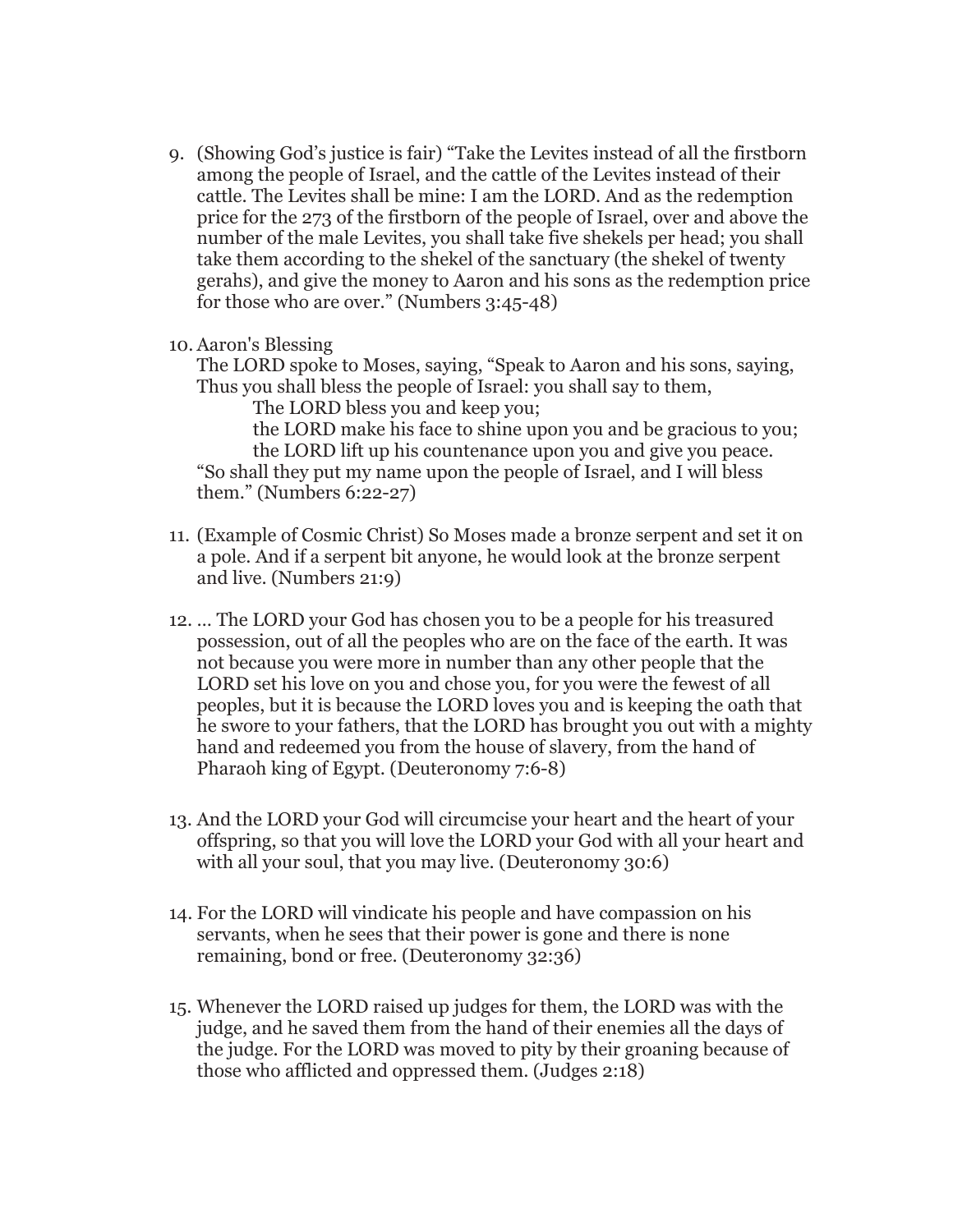9. (Showing God's justice is fair) "Take the Levites instead of all the firstborn among the people of Israel, and the cattle of the Levites instead of their cattle. The Levites shall be mine: I am the LORD. And as the redemption price for the 273 of the firstborn of the people of Israel, over and above the number of the male Levites, you shall take five shekels per head; you shall take them according to the shekel of the sanctuary (the shekel of twenty gerahs), and give the money to Aaron and his sons as the redemption price for those who are over." (Numbers 3:45-48)

10. Aaron's Blessing
    The LORD spoke to Moses, saying, "Speak to Aaron and his sons, saying, Thus you shall bless the people of Israel: you shall say to them,

    > The LORD bless you and keep you;
    > the LORD make his face to shine upon you and be gracious to you;
    > the LORD lift up his countenance upon you and give you peace.

    "So shall they put my name upon the people of Israel, and I will bless them." (Numbers 6:22-27)

11. (Example of Cosmic Christ) So Moses made a bronze serpent and set it on a pole. And if a serpent bit anyone, he would look at the bronze serpent and live. (Numbers 21:9)

12. … The LORD your God has chosen you to be a people for his treasured possession, out of all the peoples who are on the face of the earth. It was not because you were more in number than any other people that the LORD set his love on you and chose you, for you were the fewest of all peoples, but it is because the LORD loves you and is keeping the oath that he swore to your fathers, that the LORD has brought you out with a mighty hand and redeemed you from the house of slavery, from the hand of Pharaoh king of Egypt. (Deuteronomy 7:6-8)

13. And the LORD your God will circumcise your heart and the heart of your offspring, so that you will love the LORD your God with all your heart and with all your soul, that you may live. (Deuteronomy 30:6)

14. For the LORD will vindicate his people and have compassion on his servants, when he sees that their power is gone and there is none remaining, bond or free. (Deuteronomy 32:36)

15. Whenever the LORD raised up judges for them, the LORD was with the judge, and he saved them from the hand of their enemies all the days of the judge. For the LORD was moved to pity by their groaning because of those who afflicted and oppressed them. (Judges 2:18)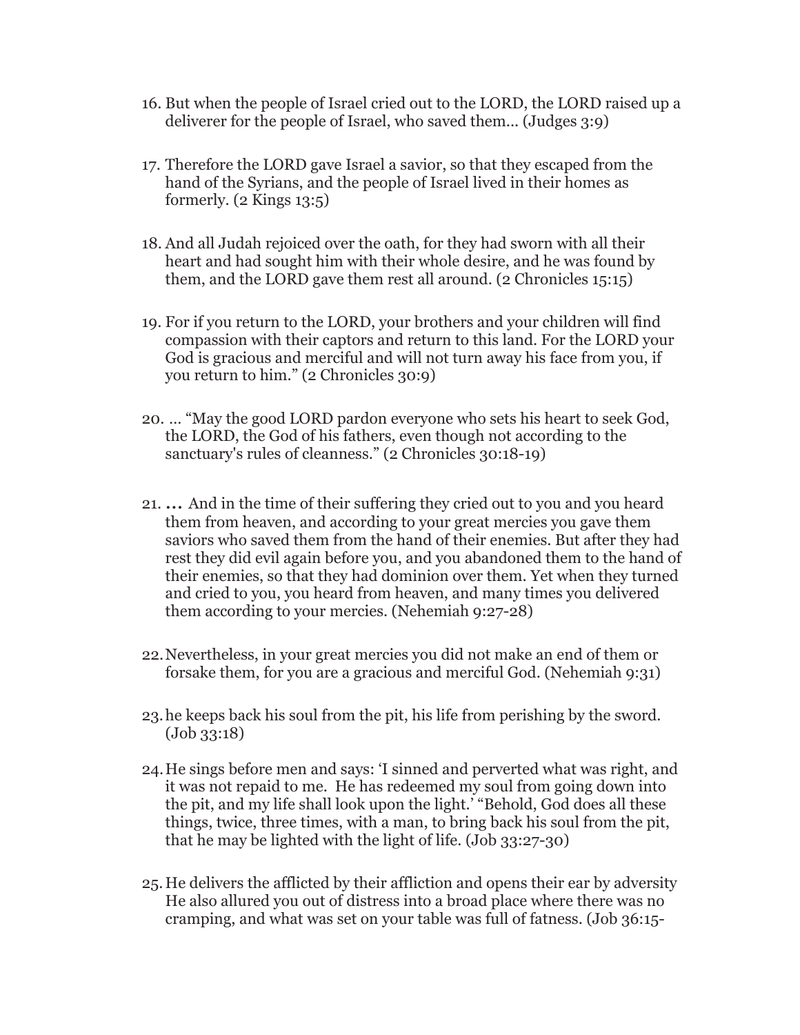16. But when the people of Israel cried out to the LORD, the LORD raised up a deliverer for the people of Israel, who saved them... (Judges 3:9)

17. Therefore the LORD gave Israel a savior, so that they escaped from the hand of the Syrians, and the people of Israel lived in their homes as formerly. (2 Kings 13:5)

18. And all Judah rejoiced over the oath, for they had sworn with all their heart and had sought him with their whole desire, and he was found by them, and the LORD gave them rest all around. (2 Chronicles 15:15)

19. For if you return to the LORD, your brothers and your children will find compassion with their captors and return to this land. For the LORD your God is gracious and merciful and will not turn away his face from you, if you return to him." (2 Chronicles 30:9)

20. ... "May the good LORD pardon everyone who sets his heart to seek God, the LORD, the God of his fathers, even though not according to the sanctuary's rules of cleanness." (2 Chronicles 30:18-19)

21. **...** And in the time of their suffering they cried out to you and you heard them from heaven, and according to your great mercies you gave them saviors who saved them from the hand of their enemies. But after they had rest they did evil again before you, and you abandoned them to the hand of their enemies, so that they had dominion over them. Yet when they turned and cried to you, you heard from heaven, and many times you delivered them according to your mercies. (Nehemiah 9:27-28)

22. Nevertheless, in your great mercies you did not make an end of them or forsake them, for you are a gracious and merciful God. (Nehemiah 9:31)

23. he keeps back his soul from the pit, his life from perishing by the sword. (Job 33:18)

24. He sings before men and says: 'I sinned and perverted what was right, and it was not repaid to me. He has redeemed my soul from going down into the pit, and my life shall look upon the light.' "Behold, God does all these things, twice, three times, with a man, to bring back his soul from the pit, that he may be lighted with the light of life. (Job 33:27-30)

25. He delivers the afflicted by their affliction and opens their ear by adversity He also allured you out of distress into a broad place where there was no cramping, and what was set on your table was full of fatness. (Job 36:15-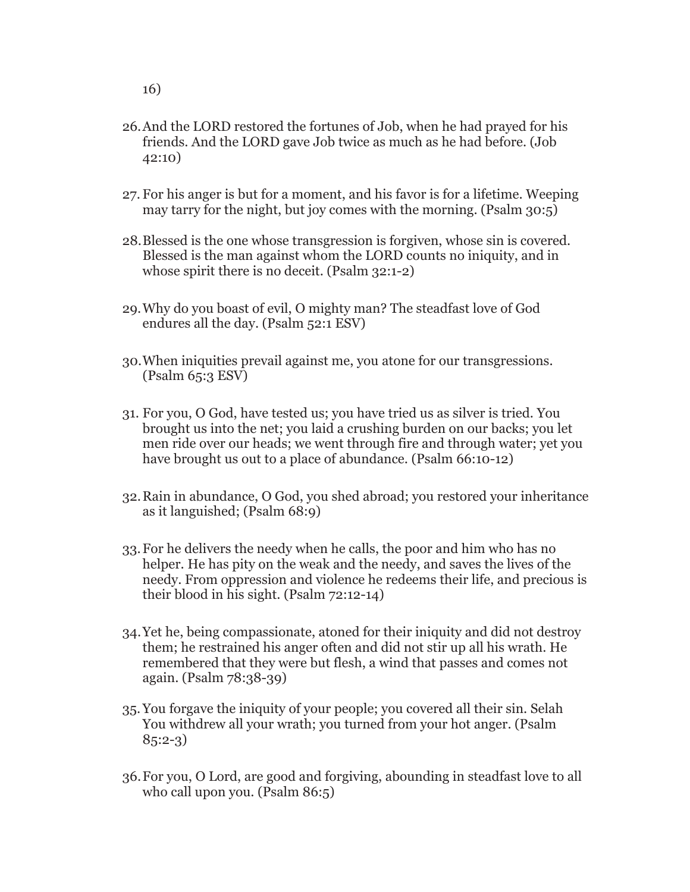16)

26. And the LORD restored the fortunes of Job, when he had prayed for his friends. And the LORD gave Job twice as much as he had before. (Job 42:10)

27. For his anger is but for a moment, and his favor is for a lifetime. Weeping may tarry for the night, but joy comes with the morning. (Psalm 30:5)

28. Blessed is the one whose transgression is forgiven, whose sin is covered. Blessed is the man against whom the LORD counts no iniquity, and in whose spirit there is no deceit. (Psalm 32:1-2)

29. Why do you boast of evil, O mighty man? The steadfast love of God endures all the day. (Psalm 52:1 ESV)

30. When iniquities prevail against me, you atone for our transgressions. (Psalm 65:3 ESV)

31. For you, O God, have tested us; you have tried us as silver is tried. You brought us into the net; you laid a crushing burden on our backs; you let men ride over our heads; we went through fire and through water; yet you have brought us out to a place of abundance. (Psalm 66:10-12)

32. Rain in abundance, O God, you shed abroad; you restored your inheritance as it languished; (Psalm 68:9)

33. For he delivers the needy when he calls, the poor and him who has no helper. He has pity on the weak and the needy, and saves the lives of the needy. From oppression and violence he redeems their life, and precious is their blood in his sight. (Psalm 72:12-14)

34. Yet he, being compassionate, atoned for their iniquity and did not destroy them; he restrained his anger often and did not stir up all his wrath. He remembered that they were but flesh, a wind that passes and comes not again. (Psalm 78:38-39)

35. You forgave the iniquity of your people; you covered all their sin. Selah You withdrew all your wrath; you turned from your hot anger. (Psalm 85:2-3)

36. For you, O Lord, are good and forgiving, abounding in steadfast love to all who call upon you. (Psalm 86:5)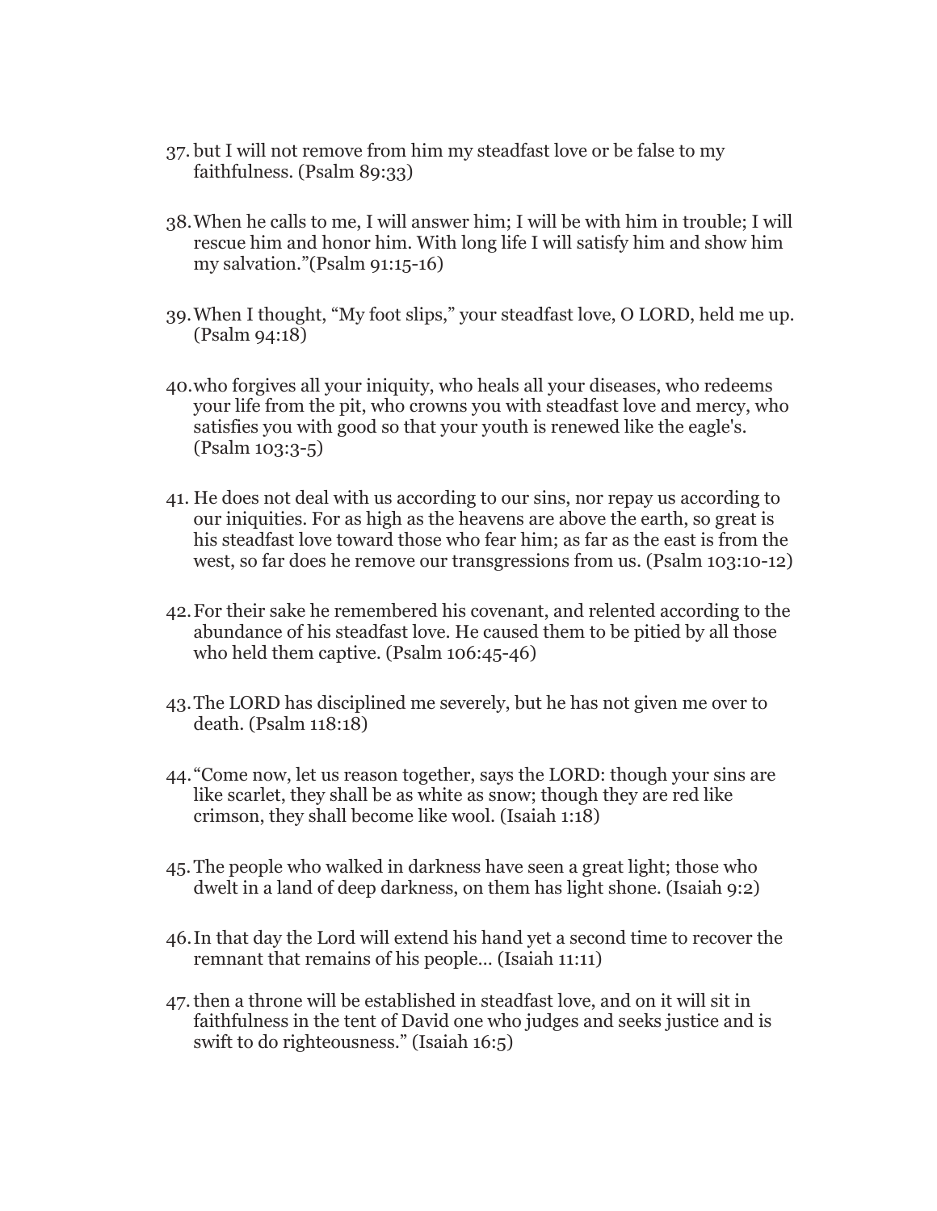37. but I will not remove from him my steadfast love or be false to my faithfulness. (Psalm 89:33)

38. When he calls to me, I will answer him; I will be with him in trouble; I will rescue him and honor him. With long life I will satisfy him and show him my salvation."(Psalm 91:15-16)

39. When I thought, "My foot slips," your steadfast love, O LORD, held me up. (Psalm 94:18)

40. who forgives all your iniquity, who heals all your diseases, who redeems your life from the pit, who crowns you with steadfast love and mercy, who satisfies you with good so that your youth is renewed like the eagle's. (Psalm 103:3-5)

41. He does not deal with us according to our sins, nor repay us according to our iniquities. For as high as the heavens are above the earth, so great is his steadfast love toward those who fear him; as far as the east is from the west, so far does he remove our transgressions from us. (Psalm 103:10-12)

42. For their sake he remembered his covenant, and relented according to the abundance of his steadfast love. He caused them to be pitied by all those who held them captive. (Psalm 106:45-46)

43. The LORD has disciplined me severely, but he has not given me over to death. (Psalm 118:18)

44. "Come now, let us reason together, says the LORD: though your sins are like scarlet, they shall be as white as snow; though they are red like crimson, they shall become like wool. (Isaiah 1:18)

45. The people who walked in darkness have seen a great light; those who dwelt in a land of deep darkness, on them has light shone. (Isaiah 9:2)

46. In that day the Lord will extend his hand yet a second time to recover the remnant that remains of his people… (Isaiah 11:11)

47. then a throne will be established in steadfast love, and on it will sit in faithfulness in the tent of David one who judges and seeks justice and is swift to do righteousness." (Isaiah 16:5)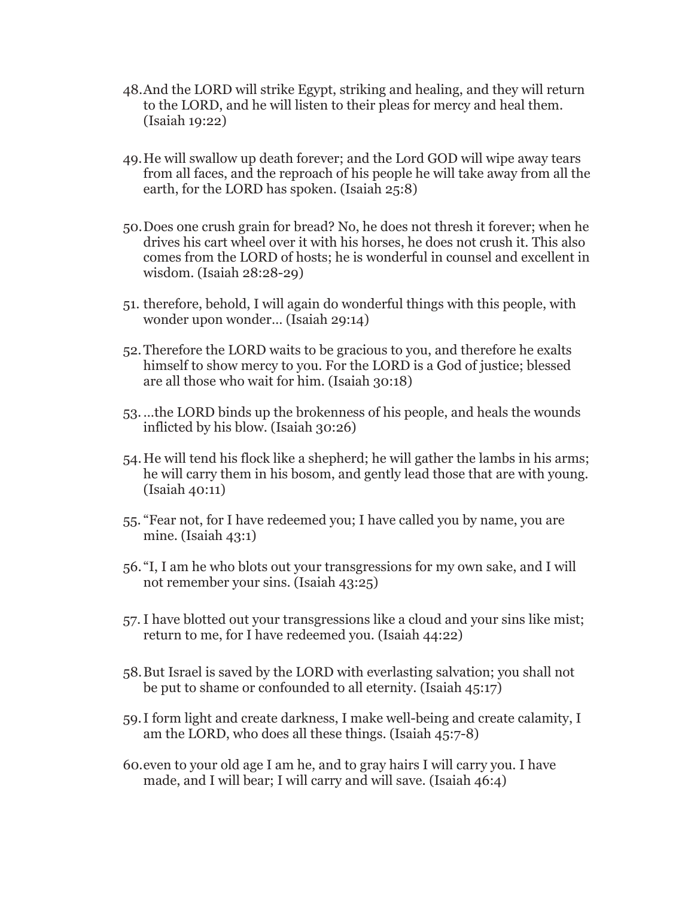48. And the LORD will strike Egypt, striking and healing, and they will return to the LORD, and he will listen to their pleas for mercy and heal them. (Isaiah 19:22)

49. He will swallow up death forever; and the Lord GOD will wipe away tears from all faces, and the reproach of his people he will take away from all the earth, for the LORD has spoken. (Isaiah 25:8)

50. Does one crush grain for bread? No, he does not thresh it forever; when he drives his cart wheel over it with his horses, he does not crush it. This also comes from the LORD of hosts; he is wonderful in counsel and excellent in wisdom. (Isaiah 28:28-29)

51. therefore, behold, I will again do wonderful things with this people, with wonder upon wonder… (Isaiah 29:14)

52. Therefore the LORD waits to be gracious to you, and therefore he exalts himself to show mercy to you. For the LORD is a God of justice; blessed are all those who wait for him. (Isaiah 30:18)

53. …the LORD binds up the brokenness of his people, and heals the wounds inflicted by his blow. (Isaiah 30:26)

54. He will tend his flock like a shepherd; he will gather the lambs in his arms; he will carry them in his bosom, and gently lead those that are with young. (Isaiah 40:11)

55. "Fear not, for I have redeemed you; I have called you by name, you are mine. (Isaiah 43:1)

56. "I, I am he who blots out your transgressions for my own sake, and I will not remember your sins. (Isaiah 43:25)

57. I have blotted out your transgressions like a cloud and your sins like mist; return to me, for I have redeemed you. (Isaiah 44:22)

58. But Israel is saved by the LORD with everlasting salvation; you shall not be put to shame or confounded to all eternity. (Isaiah 45:17)

59. I form light and create darkness, I make well-being and create calamity, I am the LORD, who does all these things. (Isaiah 45:7-8)

60. even to your old age I am he, and to gray hairs I will carry you. I have made, and I will bear; I will carry and will save. (Isaiah 46:4)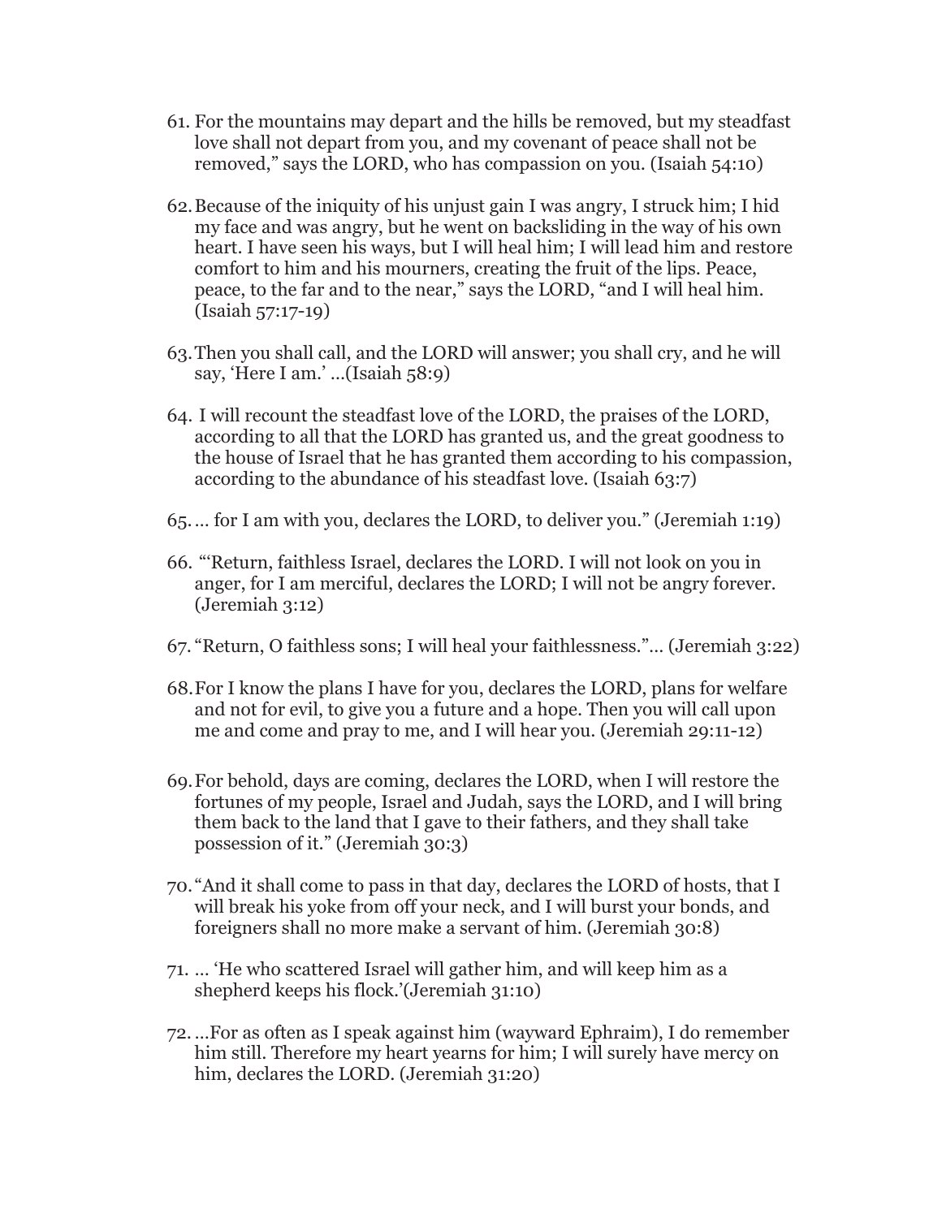61. For the mountains may depart and the hills be removed, but my steadfast love shall not depart from you, and my covenant of peace shall not be removed," says the LORD, who has compassion on you. (Isaiah 54:10)

62. Because of the iniquity of his unjust gain I was angry, I struck him; I hid my face and was angry, but he went on backsliding in the way of his own heart. I have seen his ways, but I will heal him; I will lead him and restore comfort to him and his mourners, creating the fruit of the lips. Peace, peace, to the far and to the near," says the LORD, "and I will heal him. (Isaiah 57:17-19)

63. Then you shall call, and the LORD will answer; you shall cry, and he will say, 'Here I am.' …(Isaiah 58:9)

64. I will recount the steadfast love of the LORD, the praises of the LORD, according to all that the LORD has granted us, and the great goodness to the house of Israel that he has granted them according to his compassion, according to the abundance of his steadfast love. (Isaiah 63:7)

65. … for I am with you, declares the LORD, to deliver you." (Jeremiah 1:19)

66. "'Return, faithless Israel, declares the LORD. I will not look on you in anger, for I am merciful, declares the LORD; I will not be angry forever. (Jeremiah 3:12)

67. "Return, O faithless sons; I will heal your faithlessness."… (Jeremiah 3:22)

68. For I know the plans I have for you, declares the LORD, plans for welfare and not for evil, to give you a future and a hope. Then you will call upon me and come and pray to me, and I will hear you. (Jeremiah 29:11-12)

69. For behold, days are coming, declares the LORD, when I will restore the fortunes of my people, Israel and Judah, says the LORD, and I will bring them back to the land that I gave to their fathers, and they shall take possession of it." (Jeremiah 30:3)

70. "And it shall come to pass in that day, declares the LORD of hosts, that I will break his yoke from off your neck, and I will burst your bonds, and foreigners shall no more make a servant of him. (Jeremiah 30:8)

71. … 'He who scattered Israel will gather him, and will keep him as a shepherd keeps his flock.'(Jeremiah 31:10)

72. …For as often as I speak against him (wayward Ephraim), I do remember him still. Therefore my heart yearns for him; I will surely have mercy on him, declares the LORD. (Jeremiah 31:20)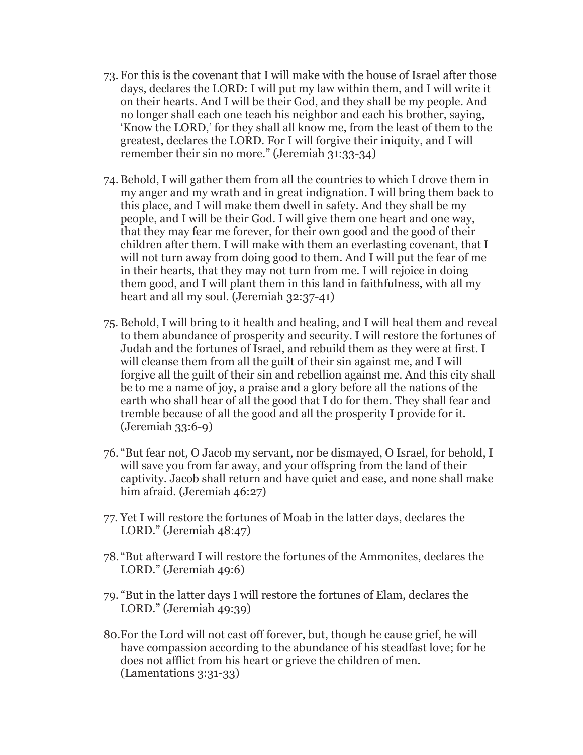73. For this is the covenant that I will make with the house of Israel after those days, declares the LORD: I will put my law within them, and I will write it on their hearts. And I will be their God, and they shall be my people. And no longer shall each one teach his neighbor and each his brother, saying, 'Know the LORD,' for they shall all know me, from the least of them to the greatest, declares the LORD. For I will forgive their iniquity, and I will remember their sin no more." (Jeremiah 31:33-34)

74. Behold, I will gather them from all the countries to which I drove them in my anger and my wrath and in great indignation. I will bring them back to this place, and I will make them dwell in safety. And they shall be my people, and I will be their God. I will give them one heart and one way, that they may fear me forever, for their own good and the good of their children after them. I will make with them an everlasting covenant, that I will not turn away from doing good to them. And I will put the fear of me in their hearts, that they may not turn from me. I will rejoice in doing them good, and I will plant them in this land in faithfulness, with all my heart and all my soul. (Jeremiah 32:37-41)

75. Behold, I will bring to it health and healing, and I will heal them and reveal to them abundance of prosperity and security. I will restore the fortunes of Judah and the fortunes of Israel, and rebuild them as they were at first. I will cleanse them from all the guilt of their sin against me, and I will forgive all the guilt of their sin and rebellion against me. And this city shall be to me a name of joy, a praise and a glory before all the nations of the earth who shall hear of all the good that I do for them. They shall fear and tremble because of all the good and all the prosperity I provide for it. (Jeremiah 33:6-9)

76. "But fear not, O Jacob my servant, nor be dismayed, O Israel, for behold, I will save you from far away, and your offspring from the land of their captivity. Jacob shall return and have quiet and ease, and none shall make him afraid. (Jeremiah 46:27)

77. Yet I will restore the fortunes of Moab in the latter days, declares the LORD." (Jeremiah 48:47)

78. "But afterward I will restore the fortunes of the Ammonites, declares the LORD." (Jeremiah 49:6)

79. "But in the latter days I will restore the fortunes of Elam, declares the LORD." (Jeremiah 49:39)

80. For the Lord will not cast off forever, but, though he cause grief, he will have compassion according to the abundance of his steadfast love; for he does not afflict from his heart or grieve the children of men. (Lamentations 3:31-33)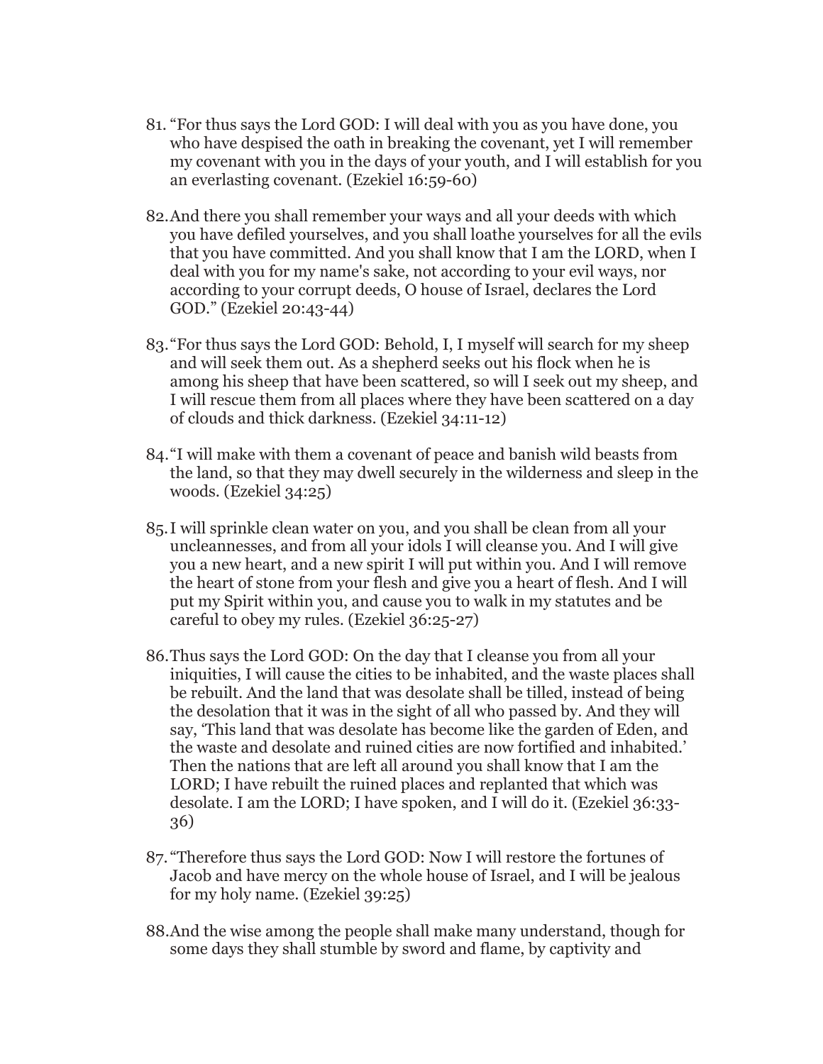81. "For thus says the Lord GOD: I will deal with you as you have done, you who have despised the oath in breaking the covenant, yet I will remember my covenant with you in the days of your youth, and I will establish for you an everlasting covenant. (Ezekiel 16:59-60)

82. And there you shall remember your ways and all your deeds with which you have defiled yourselves, and you shall loathe yourselves for all the evils that you have committed. And you shall know that I am the LORD, when I deal with you for my name's sake, not according to your evil ways, nor according to your corrupt deeds, O house of Israel, declares the Lord GOD." (Ezekiel 20:43-44)

83. "For thus says the Lord GOD: Behold, I, I myself will search for my sheep and will seek them out. As a shepherd seeks out his flock when he is among his sheep that have been scattered, so will I seek out my sheep, and I will rescue them from all places where they have been scattered on a day of clouds and thick darkness. (Ezekiel 34:11-12)

84. "I will make with them a covenant of peace and banish wild beasts from the land, so that they may dwell securely in the wilderness and sleep in the woods. (Ezekiel 34:25)

85. I will sprinkle clean water on you, and you shall be clean from all your uncleannesses, and from all your idols I will cleanse you. And I will give you a new heart, and a new spirit I will put within you. And I will remove the heart of stone from your flesh and give you a heart of flesh. And I will put my Spirit within you, and cause you to walk in my statutes and be careful to obey my rules. (Ezekiel 36:25-27)

86. Thus says the Lord GOD: On the day that I cleanse you from all your iniquities, I will cause the cities to be inhabited, and the waste places shall be rebuilt. And the land that was desolate shall be tilled, instead of being the desolation that it was in the sight of all who passed by. And they will say, 'This land that was desolate has become like the garden of Eden, and the waste and desolate and ruined cities are now fortified and inhabited.' Then the nations that are left all around you shall know that I am the LORD; I have rebuilt the ruined places and replanted that which was desolate. I am the LORD; I have spoken, and I will do it. (Ezekiel 36:33-36)

87. "Therefore thus says the Lord GOD: Now I will restore the fortunes of Jacob and have mercy on the whole house of Israel, and I will be jealous for my holy name. (Ezekiel 39:25)

88. And the wise among the people shall make many understand, though for some days they shall stumble by sword and flame, by captivity and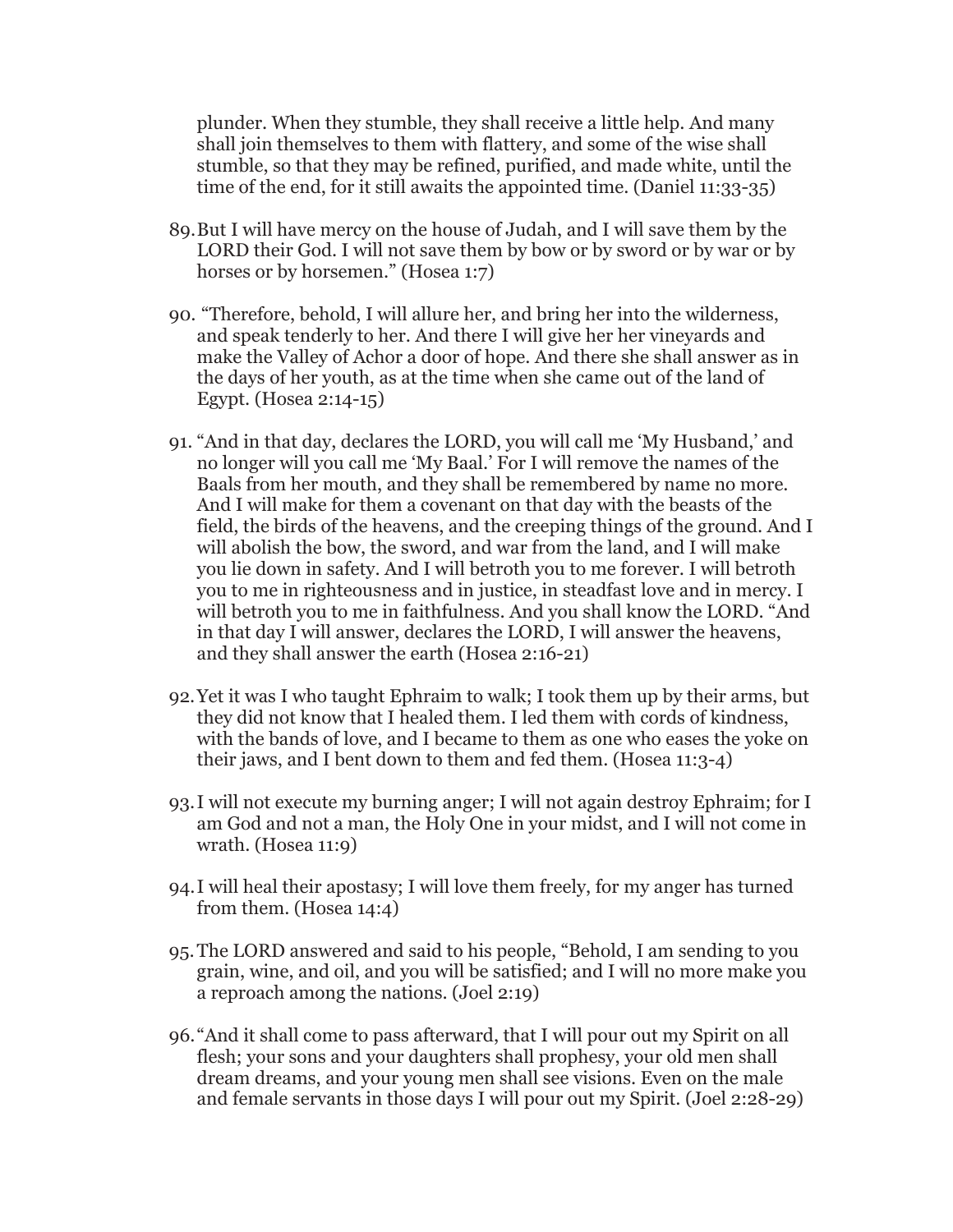plunder. When they stumble, they shall receive a little help. And many shall join themselves to them with flattery, and some of the wise shall stumble, so that they may be refined, purified, and made white, until the time of the end, for it still awaits the appointed time. (Daniel 11:33-35)

89. But I will have mercy on the house of Judah, and I will save them by the LORD their God. I will not save them by bow or by sword or by war or by horses or by horsemen." (Hosea 1:7)

90. "Therefore, behold, I will allure her, and bring her into the wilderness, and speak tenderly to her. And there I will give her her vineyards and make the Valley of Achor a door of hope. And there she shall answer as in the days of her youth, as at the time when she came out of the land of Egypt. (Hosea 2:14-15)

91. "And in that day, declares the LORD, you will call me 'My Husband,' and no longer will you call me 'My Baal.' For I will remove the names of the Baals from her mouth, and they shall be remembered by name no more. And I will make for them a covenant on that day with the beasts of the field, the birds of the heavens, and the creeping things of the ground. And I will abolish the bow, the sword, and war from the land, and I will make you lie down in safety. And I will betroth you to me forever. I will betroth you to me in righteousness and in justice, in steadfast love and in mercy. I will betroth you to me in faithfulness. And you shall know the LORD. "And in that day I will answer, declares the LORD, I will answer the heavens, and they shall answer the earth (Hosea 2:16-21)

92. Yet it was I who taught Ephraim to walk; I took them up by their arms, but they did not know that I healed them. I led them with cords of kindness, with the bands of love, and I became to them as one who eases the yoke on their jaws, and I bent down to them and fed them. (Hosea 11:3-4)

93. I will not execute my burning anger; I will not again destroy Ephraim; for I am God and not a man, the Holy One in your midst, and I will not come in wrath. (Hosea 11:9)

94. I will heal their apostasy; I will love them freely, for my anger has turned from them. (Hosea 14:4)

95. The LORD answered and said to his people, "Behold, I am sending to you grain, wine, and oil, and you will be satisfied; and I will no more make you a reproach among the nations. (Joel 2:19)

96. "And it shall come to pass afterward, that I will pour out my Spirit on all flesh; your sons and your daughters shall prophesy, your old men shall dream dreams, and your young men shall see visions. Even on the male and female servants in those days I will pour out my Spirit. (Joel 2:28-29)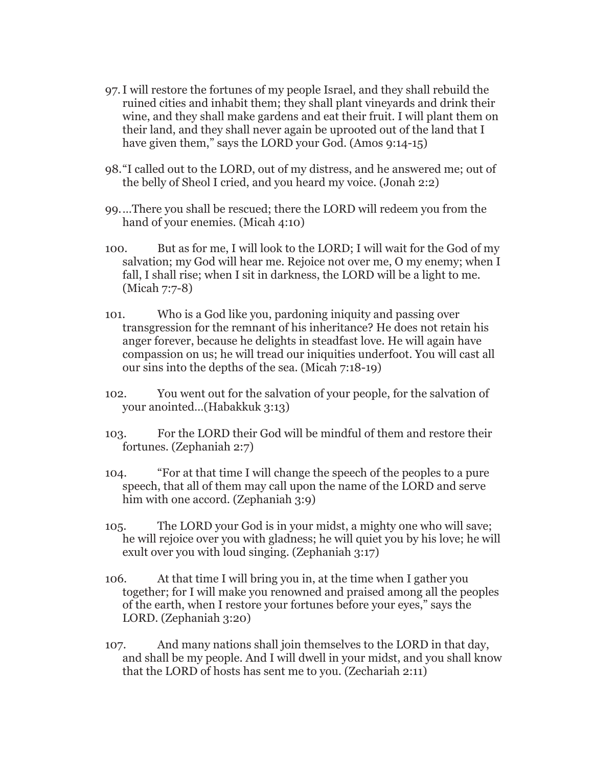97. I will restore the fortunes of my people Israel, and they shall rebuild the ruined cities and inhabit them; they shall plant vineyards and drink their wine, and they shall make gardens and eat their fruit. I will plant them on their land, and they shall never again be uprooted out of the land that I have given them," says the LORD your God. (Amos 9:14-15)

98. "I called out to the LORD, out of my distress, and he answered me; out of the belly of Sheol I cried, and you heard my voice. (Jonah 2:2)

99. …There you shall be rescued; there the LORD will redeem you from the hand of your enemies. (Micah 4:10)

100. But as for me, I will look to the LORD; I will wait for the God of my salvation; my God will hear me. Rejoice not over me, O my enemy; when I fall, I shall rise; when I sit in darkness, the LORD will be a light to me. (Micah 7:7-8)

101. Who is a God like you, pardoning iniquity and passing over transgression for the remnant of his inheritance? He does not retain his anger forever, because he delights in steadfast love. He will again have compassion on us; he will tread our iniquities underfoot. You will cast all our sins into the depths of the sea. (Micah 7:18-19)

102. You went out for the salvation of your people, for the salvation of your anointed…(Habakkuk 3:13)

103. For the LORD their God will be mindful of them and restore their fortunes. (Zephaniah 2:7)

104. "For at that time I will change the speech of the peoples to a pure speech, that all of them may call upon the name of the LORD and serve him with one accord. (Zephaniah 3:9)

105. The LORD your God is in your midst, a mighty one who will save; he will rejoice over you with gladness; he will quiet you by his love; he will exult over you with loud singing. (Zephaniah 3:17)

106. At that time I will bring you in, at the time when I gather you together; for I will make you renowned and praised among all the peoples of the earth, when I restore your fortunes before your eyes," says the LORD. (Zephaniah 3:20)

107. And many nations shall join themselves to the LORD in that day, and shall be my people. And I will dwell in your midst, and you shall know that the LORD of hosts has sent me to you. (Zechariah 2:11)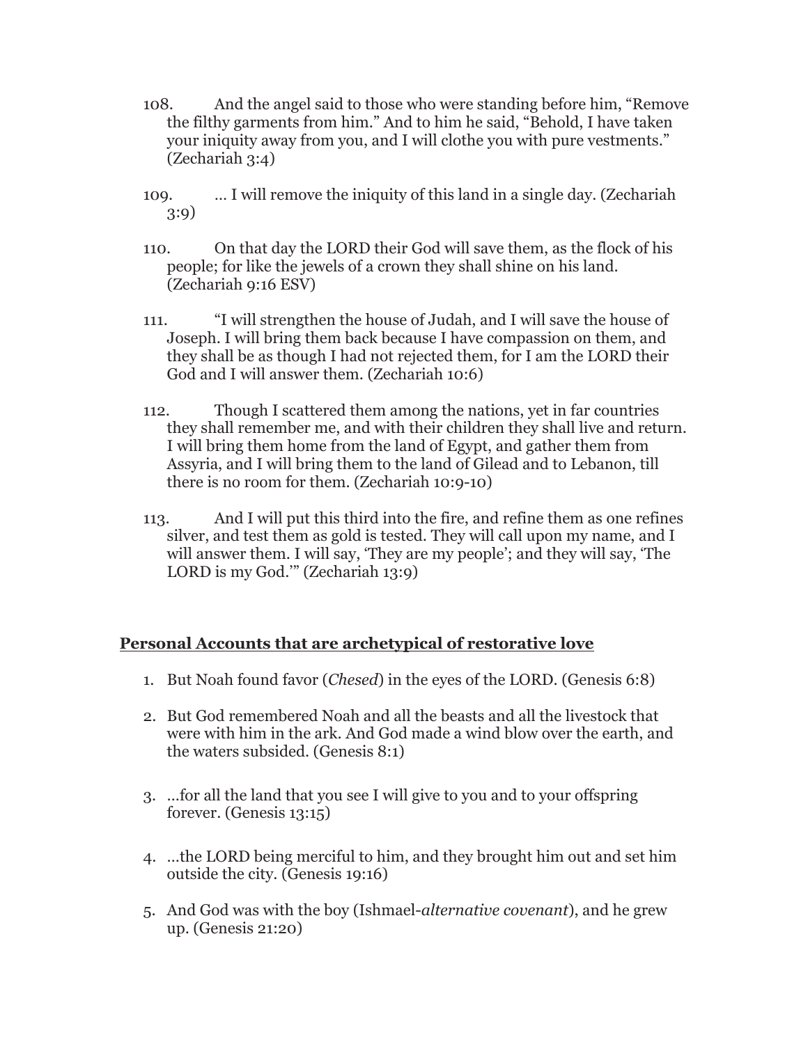108. And the angel said to those who were standing before him, "Remove the filthy garments from him." And to him he said, "Behold, I have taken your iniquity away from you, and I will clothe you with pure vestments." (Zechariah 3:4)

109. … I will remove the iniquity of this land in a single day. (Zechariah 3:9)

110. On that day the LORD their God will save them, as the flock of his people; for like the jewels of a crown they shall shine on his land. (Zechariah 9:16 ESV)

111. "I will strengthen the house of Judah, and I will save the house of Joseph. I will bring them back because I have compassion on them, and they shall be as though I had not rejected them, for I am the LORD their God and I will answer them. (Zechariah 10:6)

112. Though I scattered them among the nations, yet in far countries they shall remember me, and with their children they shall live and return. I will bring them home from the land of Egypt, and gather them from Assyria, and I will bring them to the land of Gilead and to Lebanon, till there is no room for them. (Zechariah 10:9-10)

113. And I will put this third into the fire, and refine them as one refines silver, and test them as gold is tested. They will call upon my name, and I will answer them. I will say, 'They are my people'; and they will say, 'The LORD is my God.'" (Zechariah 13:9)

## **<u>Personal Accounts that are archetypical of restorative love</u>**

1. But Noah found favor (*Chesed*) in the eyes of the LORD. (Genesis 6:8)

2. But God remembered Noah and all the beasts and all the livestock that were with him in the ark. And God made a wind blow over the earth, and the waters subsided. (Genesis 8:1)

3. …for all the land that you see I will give to you and to your offspring forever. (Genesis 13:15)

4. …the LORD being merciful to him, and they brought him out and set him outside the city. (Genesis 19:16)

5. And God was with the boy (Ishmael-*alternative covenant*), and he grew up. (Genesis 21:20)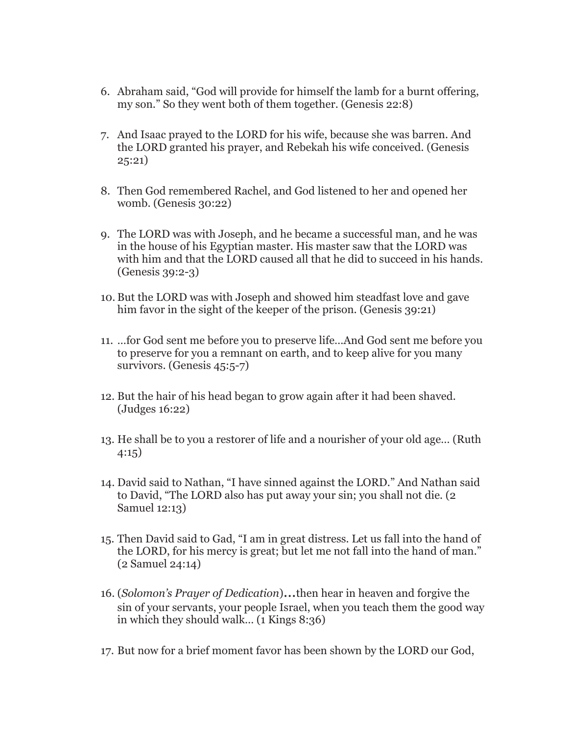6. Abraham said, "God will provide for himself the lamb for a burnt offering, my son." So they went both of them together. (Genesis 22:8)

7. And Isaac prayed to the LORD for his wife, because she was barren. And the LORD granted his prayer, and Rebekah his wife conceived. (Genesis 25:21)

8. Then God remembered Rachel, and God listened to her and opened her womb. (Genesis 30:22)

9. The LORD was with Joseph, and he became a successful man, and he was in the house of his Egyptian master. His master saw that the LORD was with him and that the LORD caused all that he did to succeed in his hands. (Genesis 39:2-3)

10. But the LORD was with Joseph and showed him steadfast love and gave him favor in the sight of the keeper of the prison. (Genesis 39:21)

11. …for God sent me before you to preserve life…And God sent me before you to preserve for you a remnant on earth, and to keep alive for you many survivors. (Genesis 45:5-7)

12. But the hair of his head began to grow again after it had been shaved. (Judges 16:22)

13. He shall be to you a restorer of life and a nourisher of your old age… (Ruth 4:15)

14. David said to Nathan, "I have sinned against the LORD." And Nathan said to David, "The LORD also has put away your sin; you shall not die. (2 Samuel 12:13)

15. Then David said to Gad, "I am in great distress. Let us fall into the hand of the LORD, for his mercy is great; but let me not fall into the hand of man." (2 Samuel 24:14)

16. (*Solomon's Prayer of Dedication*)**…**then hear in heaven and forgive the sin of your servants, your people Israel, when you teach them the good way in which they should walk… (1 Kings 8:36)

17. But now for a brief moment favor has been shown by the LORD our God,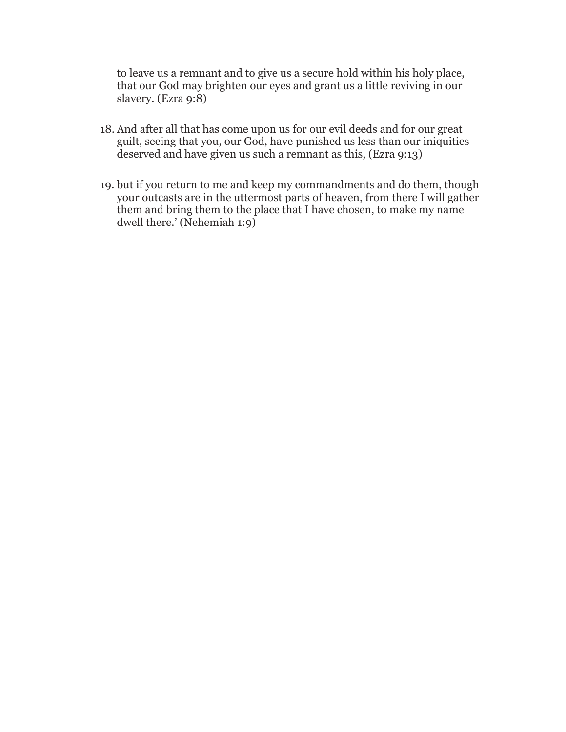to leave us a remnant and to give us a secure hold within his holy place, that our God may brighten our eyes and grant us a little reviving in our slavery. (Ezra 9:8)

18. And after all that has come upon us for our evil deeds and for our great guilt, seeing that you, our God, have punished us less than our iniquities deserved and have given us such a remnant as this, (Ezra 9:13)

19. but if you return to me and keep my commandments and do them, though your outcasts are in the uttermost parts of heaven, from there I will gather them and bring them to the place that I have chosen, to make my name dwell there.' (Nehemiah 1:9)